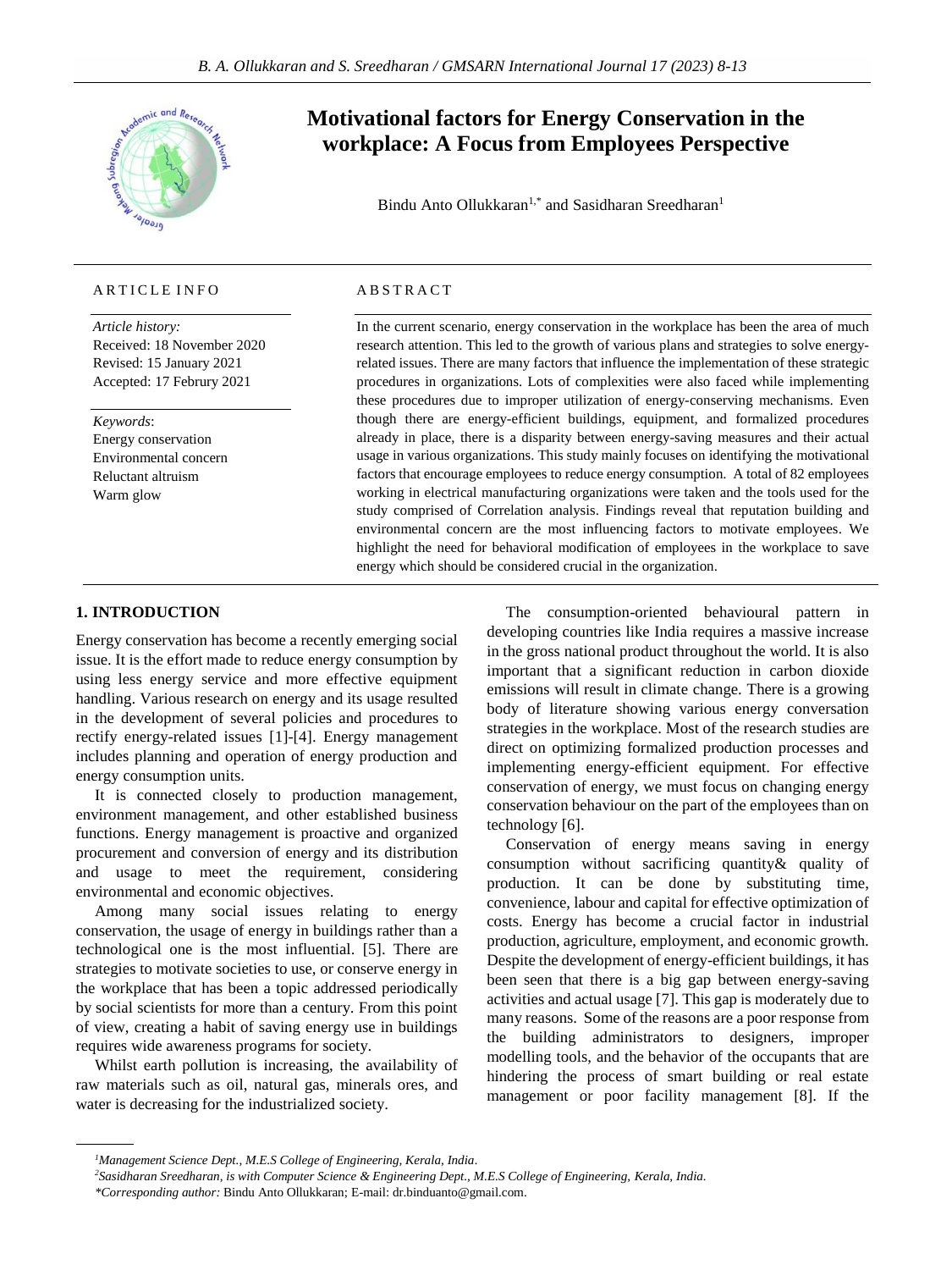# Motivational factors for Energy Conservation in the workplace: A Focus from Employees Perspective

Bindu Anto Ollukkaran[1,*] and Sasidharan Sreedharan[1]

## ARTICLE INFO

*Article history:*
Received: 18 November 2020
Revised: 15 January 2021
Accepted: 17 Februry 2021

*Keywords*:
Energy conservation
Environmental concern
Reluctant altruism
Warm glow

## ABSTRACT

In the current scenario, energy conservation in the workplace has been the area of much research attention. This led to the growth of various plans and strategies to solve energy-related issues. There are many factors that influence the implementation of these strategic procedures in organizations. Lots of complexities were also faced while implementing these procedures due to improper utilization of energy-conserving mechanisms. Even though there are energy-efficient buildings, equipment, and formalized procedures already in place, there is a disparity between energy-saving measures and their actual usage in various organizations. This study mainly focuses on identifying the motivational factors that encourage employees to reduce energy consumption. A total of 82 employees working in electrical manufacturing organizations were taken and the tools used for the study comprised of Correlation analysis. Findings reveal that reputation building and environmental concern are the most influencing factors to motivate employees. We highlight the need for behavioral modification of employees in the workplace to save energy which should be considered crucial in the organization.

## 1. INTRODUCTION

Energy conservation has become a recently emerging social issue. It is the effort made to reduce energy consumption by using less energy service and more effective equipment handling. Various research on energy and its usage resulted in the development of several policies and procedures to rectify energy-related issues [1]-[4]. Energy management includes planning and operation of energy production and energy consumption units.

It is connected closely to production management, environment management, and other established business functions. Energy management is proactive and organized procurement and conversion of energy and its distribution and usage to meet the requirement, considering environmental and economic objectives.

Among many social issues relating to energy conservation, the usage of energy in buildings rather than a technological one is the most influential. [5]. There are strategies to motivate societies to use, or conserve energy in the workplace that has been a topic addressed periodically by social scientists for more than a century. From this point of view, creating a habit of saving energy use in buildings requires wide awareness programs for society.

Whilst earth pollution is increasing, the availability of raw materials such as oil, natural gas, minerals ores, and water is decreasing for the industrialized society.

The consumption-oriented behavioural pattern in developing countries like India requires a massive increase in the gross national product throughout the world. It is also important that a significant reduction in carbon dioxide emissions will result in climate change. There is a growing body of literature showing various energy conversation strategies in the workplace. Most of the research studies are direct on optimizing formalized production processes and implementing energy-efficient equipment. For effective conservation of energy, we must focus on changing energy conservation behaviour on the part of the employees than on technology [6].

Conservation of energy means saving in energy consumption without sacrificing quantity& quality of production. It can be done by substituting time, convenience, labour and capital for effective optimization of costs. Energy has become a crucial factor in industrial production, agriculture, employment, and economic growth. Despite the development of energy-efficient buildings, it has been seen that there is a big gap between energy-saving activities and actual usage [7]. This gap is moderately due to many reasons. Some of the reasons are a poor response from the building administrators to designers, improper modelling tools, and the behavior of the occupants that are hindering the process of smart building or real estate management or poor facility management [8]. If the

---

[1]*Management Science Dept., M.E.S College of Engineering, Kerala, India*.

[2]*Sasidharan Sreedharan, is with Computer Science & Engineering Dept., M.E.S College of Engineering, Kerala, India.*

*\*Corresponding author:* Bindu Anto Ollukkaran; E-mail: dr.binduanto@gmail.com.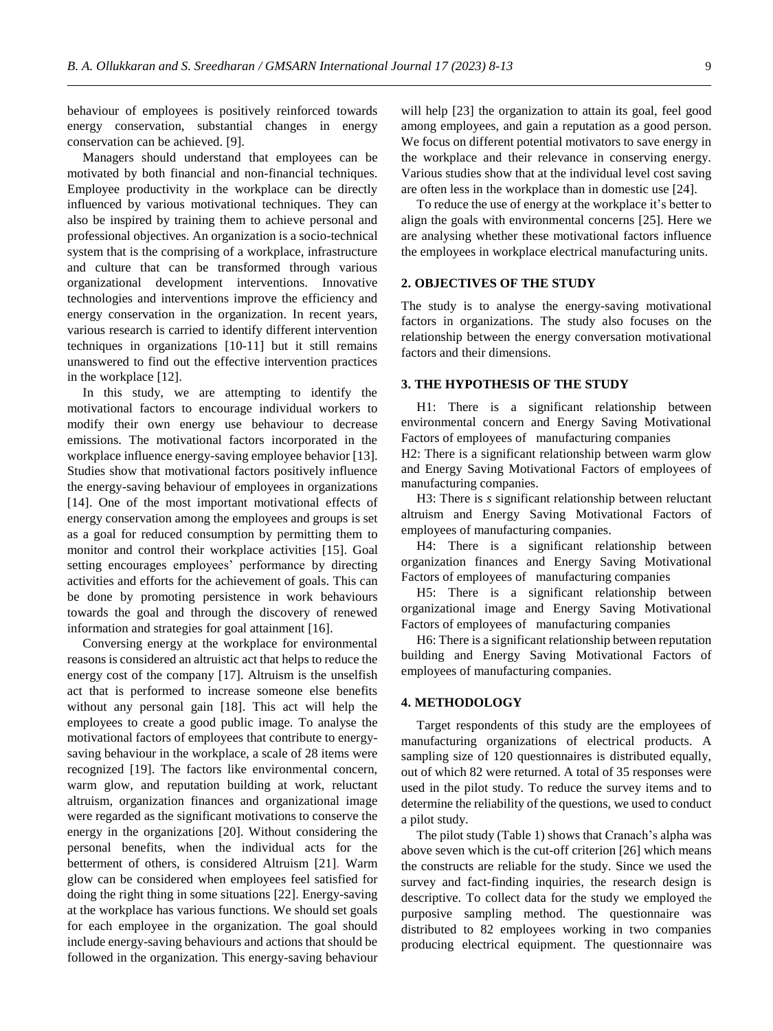behaviour of employees is positively reinforced towards energy conservation, substantial changes in energy conservation can be achieved. [9].

Managers should understand that employees can be motivated by both financial and non-financial techniques. Employee productivity in the workplace can be directly influenced by various motivational techniques. They can also be inspired by training them to achieve personal and professional objectives. An organization is a socio-technical system that is the comprising of a workplace, infrastructure and culture that can be transformed through various organizational development interventions. Innovative technologies and interventions improve the efficiency and energy conservation in the organization. In recent years, various research is carried to identify different intervention techniques in organizations [10-11] but it still remains unanswered to find out the effective intervention practices in the workplace [12].

In this study, we are attempting to identify the motivational factors to encourage individual workers to modify their own energy use behaviour to decrease emissions. The motivational factors incorporated in the workplace influence energy-saving employee behavior [13]. Studies show that motivational factors positively influence the energy-saving behaviour of employees in organizations [14]. One of the most important motivational effects of energy conservation among the employees and groups is set as a goal for reduced consumption by permitting them to monitor and control their workplace activities [15]. Goal setting encourages employees' performance by directing activities and efforts for the achievement of goals. This can be done by promoting persistence in work behaviours towards the goal and through the discovery of renewed information and strategies for goal attainment [16].

Conversing energy at the workplace for environmental reasons is considered an altruistic act that helps to reduce the energy cost of the company [17]. Altruism is the unselfish act that is performed to increase someone else benefits without any personal gain [18]. This act will help the employees to create a good public image. To analyse the motivational factors of employees that contribute to energy-saving behaviour in the workplace, a scale of 28 items were recognized [19]. The factors like environmental concern, warm glow, and reputation building at work, reluctant altruism, organization finances and organizational image were regarded as the significant motivations to conserve the energy in the organizations [20]. Without considering the personal benefits, when the individual acts for the betterment of others, is considered Altruism [21]. Warm glow can be considered when employees feel satisfied for doing the right thing in some situations [22]. Energy-saving at the workplace has various functions. We should set goals for each employee in the organization. The goal should include energy-saving behaviours and actions that should be followed in the organization. This energy-saving behaviour will help [23] the organization to attain its goal, feel good among employees, and gain a reputation as a good person. We focus on different potential motivators to save energy in the workplace and their relevance in conserving energy. Various studies show that at the individual level cost saving are often less in the workplace than in domestic use [24].

To reduce the use of energy at the workplace it's better to align the goals with environmental concerns [25]. Here we are analysing whether these motivational factors influence the employees in workplace electrical manufacturing units.

## 2. OBJECTIVES OF THE STUDY

The study is to analyse the energy-saving motivational factors in organizations. The study also focuses on the relationship between the energy conversation motivational factors and their dimensions.

## 3. THE HYPOTHESIS OF THE STUDY

H1: There is a significant relationship between environmental concern and Energy Saving Motivational Factors of employees of manufacturing companies

H2: There is a significant relationship between warm glow and Energy Saving Motivational Factors of employees of manufacturing companies.

H3: There is *s* significant relationship between reluctant altruism and Energy Saving Motivational Factors of employees of manufacturing companies.

H4: There is a significant relationship between organization finances and Energy Saving Motivational Factors of employees of manufacturing companies

H5: There is a significant relationship between organizational image and Energy Saving Motivational Factors of employees of manufacturing companies

H6: There is a significant relationship between reputation building and Energy Saving Motivational Factors of employees of manufacturing companies.

## 4. METHODOLOGY

Target respondents of this study are the employees of manufacturing organizations of electrical products. A sampling size of 120 questionnaires is distributed equally, out of which 82 were returned. A total of 35 responses were used in the pilot study. To reduce the survey items and to determine the reliability of the questions, we used to conduct a pilot study.

The pilot study (Table 1) shows that Cranach's alpha was above seven which is the cut-off criterion [26] which means the constructs are reliable for the study. Since we used the survey and fact-finding inquiries, the research design is descriptive. To collect data for the study we employed the purposive sampling method. The questionnaire was distributed to 82 employees working in two companies producing electrical equipment. The questionnaire was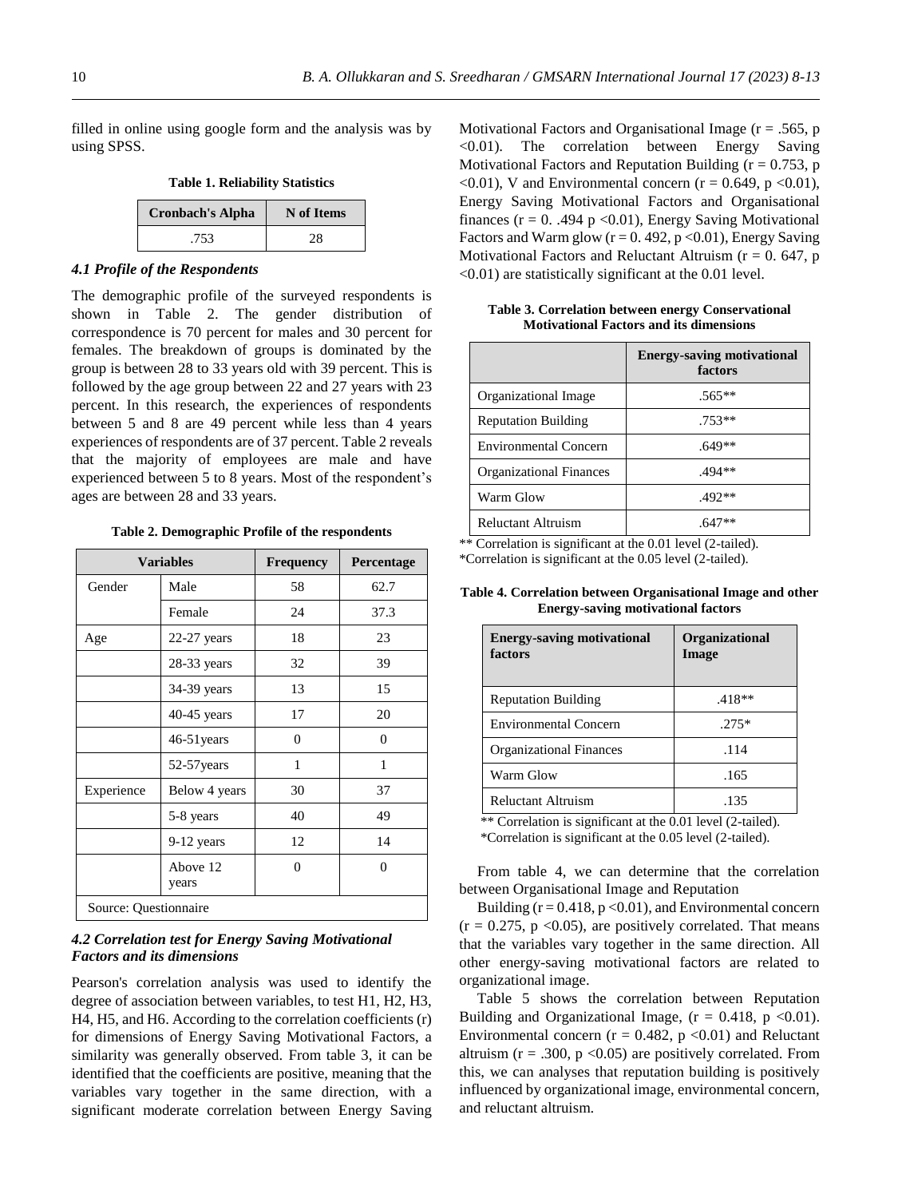filled in online using google form and the analysis was by using SPSS.

**Table 1. Reliability Statistics**

| Cronbach's Alpha | N of Items |
|---|---|
| .753 | 28 |

### *4.1 Profile of the Respondents*

The demographic profile of the surveyed respondents is shown in Table 2. The gender distribution of correspondence is 70 percent for males and 30 percent for females. The breakdown of groups is dominated by the group is between 28 to 33 years old with 39 percent. This is followed by the age group between 22 and 27 years with 23 percent. In this research, the experiences of respondents between 5 and 8 are 49 percent while less than 4 years experiences of respondents are of 37 percent. Table 2 reveals that the majority of employees are male and have experienced between 5 to 8 years. Most of the respondent's ages are between 28 and 33 years.

**Table 2. Demographic Profile of the respondents**

| Variables | | Frequency | Percentage |
|---|---|---|---|
| Gender | Male | 58 | 62.7 |
| | Female | 24 | 37.3 |
| Age | 22-27 years | 18 | 23 |
| | 28-33 years | 32 | 39 |
| | 34-39 years | 13 | 15 |
| | 40-45 years | 17 | 20 |
| | 46-51years | 0 | 0 |
| | 52-57years | 1 | 1 |
| Experience | Below 4 years | 30 | 37 |
| | 5-8 years | 40 | 49 |
| | 9-12 years | 12 | 14 |
| | Above 12 years | 0 | 0 |
| Source: Questionnaire | | | |

### *4.2 Correlation test for Energy Saving Motivational Factors and its dimensions*

Pearson's correlation analysis was used to identify the degree of association between variables, to test H1, H2, H3, H4, H5, and H6. According to the correlation coefficients (r) for dimensions of Energy Saving Motivational Factors, a similarity was generally observed. From table 3, it can be identified that the coefficients are positive, meaning that the variables vary together in the same direction, with a significant moderate correlation between Energy Saving Motivational Factors and Organisational Image ($r = .565$, $p < 0.01$). The correlation between Energy Saving Motivational Factors and Reputation Building ($r = 0.753$, $p < 0.01$), V and Environmental concern ($r = 0.649$, $p < 0.01$), Energy Saving Motivational Factors and Organisational finances ($r = 0. .494$ $p < 0.01$), Energy Saving Motivational Factors and Warm glow ($r = 0. 492$, $p < 0.01$), Energy Saving Motivational Factors and Reluctant Altruism ($r = 0. 647$, $p < 0.01$) are statistically significant at the 0.01 level.

**Table 3. Correlation between energy Conservational Motivational Factors and its dimensions**

| | Energy-saving motivational factors |
|---|---|
| Organizational Image | .565** |
| Reputation Building | .753** |
| Environmental Concern | .649** |
| Organizational Finances | .494** |
| Warm Glow | .492** |
| Reluctant Altruism | .647** |

** Correlation is significant at the 0.01 level (2-tailed).
*Correlation is significant at the 0.05 level (2-tailed).

**Table 4. Correlation between Organisational Image and other Energy-saving motivational factors**

| Energy-saving motivational factors | Organizational Image |
|---|---|
| Reputation Building | .418** |
| Environmental Concern | .275* |
| Organizational Finances | .114 |
| Warm Glow | .165 |
| Reluctant Altruism | .135 |

** Correlation is significant at the 0.01 level (2-tailed).
*Correlation is significant at the 0.05 level (2-tailed).

From table 4, we can determine that the correlation between Organisational Image and Reputation

Building ($r = 0.418$, $p < 0.01$), and Environmental concern ($r = 0.275$, $p < 0.05$), are positively correlated. That means that the variables vary together in the same direction. All other energy-saving motivational factors are related to organizational image.

Table 5 shows the correlation between Reputation Building and Organizational Image, ($r = 0.418$, $p < 0.01$). Environmental concern ($r = 0.482$, $p < 0.01$) and Reluctant altruism ($r = .300$, $p < 0.05$) are positively correlated. From this, we can analyses that reputation building is positively influenced by organizational image, environmental concern, and reluctant altruism.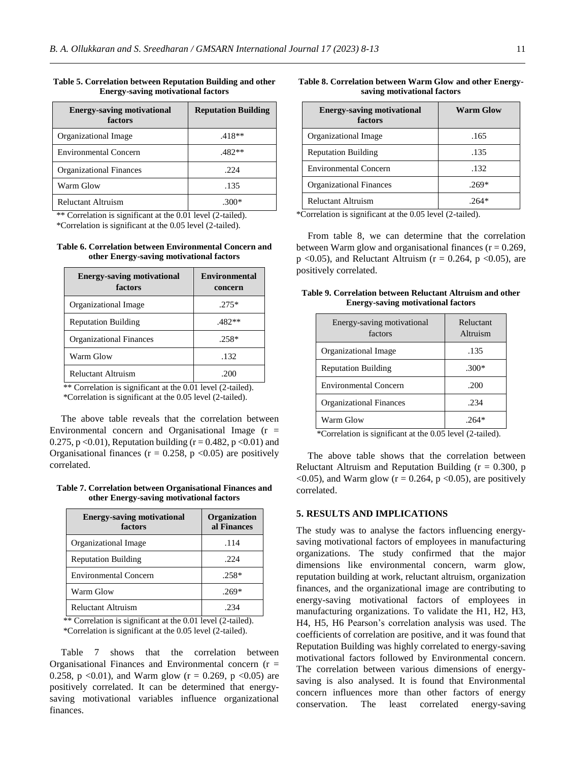**Table 5. Correlation between Reputation Building and other Energy-saving motivational factors**

| Energy-saving motivational factors | Reputation Building |
|---|---|
| Organizational Image | .418** |
| Environmental Concern | .482** |
| Organizational Finances | .224 |
| Warm Glow | .135 |
| Reluctant Altruism | .300* |

** Correlation is significant at the 0.01 level (2-tailed).
*Correlation is significant at the 0.05 level (2-tailed).

**Table 6. Correlation between Environmental Concern and other Energy-saving motivational factors**

| Energy-saving motivational factors | Environmental concern |
|---|---|
| Organizational Image | .275* |
| Reputation Building | .482** |
| Organizational Finances | .258* |
| Warm Glow | .132 |
| Reluctant Altruism | .200 |

** Correlation is significant at the 0.01 level (2-tailed).
*Correlation is significant at the 0.05 level (2-tailed).

The above table reveals that the correlation between Environmental concern and Organisational Image ($r = 0.275$, $p < 0.01$), Reputation building ($r = 0.482$, $p < 0.01$) and Organisational finances ($r = 0.258$, $p < 0.05$) are positively correlated.

**Table 7. Correlation between Organisational Finances and other Energy-saving motivational factors**

| Energy-saving motivational factors | Organizational Finances |
|---|---|
| Organizational Image | .114 |
| Reputation Building | .224 |
| Environmental Concern | .258* |
| Warm Glow | .269* |
| Reluctant Altruism | .234 |

** Correlation is significant at the 0.01 level (2-tailed).
*Correlation is significant at the 0.05 level (2-tailed).

Table 7 shows that the correlation between Organisational Finances and Environmental concern ($r = 0.258$, $p < 0.01$), and Warm glow ($r = 0.269$, $p < 0.05$) are positively correlated. It can be determined that energy-saving motivational variables influence organizational finances.

**Table 8. Correlation between Warm Glow and other Energy-saving motivational factors**

| Energy-saving motivational factors | Warm Glow |
|---|---|
| Organizational Image | .165 |
| Reputation Building | .135 |
| Environmental Concern | .132 |
| Organizational Finances | .269* |
| Reluctant Altruism | .264* |

*Correlation is significant at the 0.05 level (2-tailed).

From table 8, we can determine that the correlation between Warm glow and organisational finances ($r = 0.269$, $p < 0.05$), and Reluctant Altruism ($r = 0.264$, $p < 0.05$), are positively correlated.

**Table 9. Correlation between Reluctant Altruism and other Energy-saving motivational factors**

| Energy-saving motivational factors | Reluctant Altruism |
|---|---|
| Organizational Image | .135 |
| Reputation Building | .300* |
| Environmental Concern | .200 |
| Organizational Finances | .234 |
| Warm Glow | .264* |

*Correlation is significant at the 0.05 level (2-tailed).

The above table shows that the correlation between Reluctant Altruism and Reputation Building ($r = 0.300$, $p < 0.05$), and Warm glow ($r = 0.264$, $p < 0.05$), are positively correlated.

## 5. RESULTS AND IMPLICATIONS

The study was to analyse the factors influencing energy-saving motivational factors of employees in manufacturing organizations. The study confirmed that the major dimensions like environmental concern, warm glow, reputation building at work, reluctant altruism, organization finances, and the organizational image are contributing to energy-saving motivational factors of employees in manufacturing organizations. To validate the H1, H2, H3, H4, H5, H6 Pearson's correlation analysis was used. The coefficients of correlation are positive, and it was found that Reputation Building was highly correlated to energy-saving motivational factors followed by Environmental concern. The correlation between various dimensions of energy-saving is also analysed. It is found that Environmental concern influences more than other factors of energy conservation. The least correlated energy-saving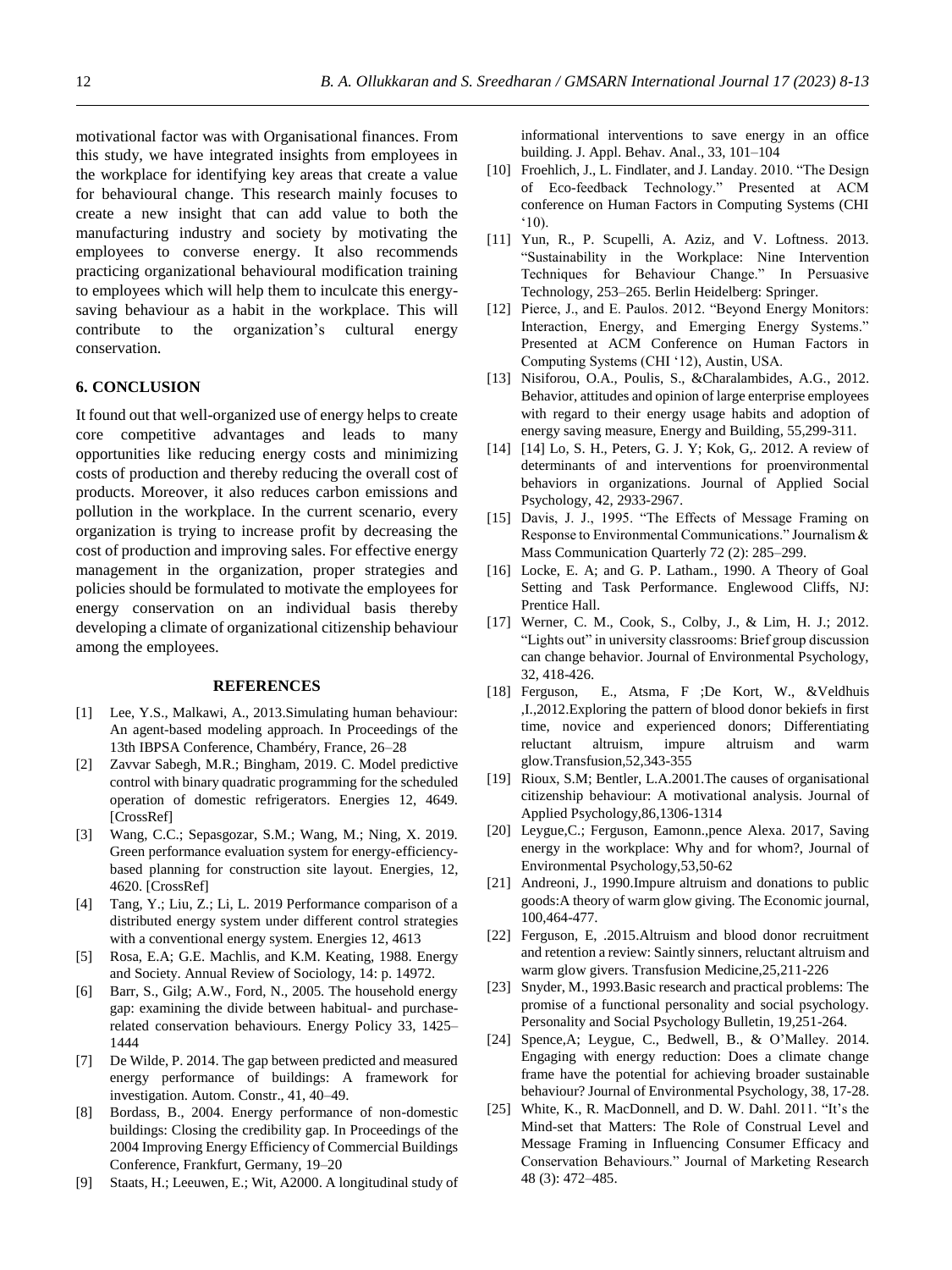motivational factor was with Organisational finances. From this study, we have integrated insights from employees in the workplace for identifying key areas that create a value for behavioural change. This research mainly focuses to create a new insight that can add value to both the manufacturing industry and society by motivating the employees to converse energy. It also recommends practicing organizational behavioural modification training to employees which will help them to inculcate this energy-saving behaviour as a habit in the workplace. This will contribute to the organization's cultural energy conservation.

## 6. CONCLUSION

It found out that well-organized use of energy helps to create core competitive advantages and leads to many opportunities like reducing energy costs and minimizing costs of production and thereby reducing the overall cost of products. Moreover, it also reduces carbon emissions and pollution in the workplace. In the current scenario, every organization is trying to increase profit by decreasing the cost of production and improving sales. For effective energy management in the organization, proper strategies and policies should be formulated to motivate the employees for energy conservation on an individual basis thereby developing a climate of organizational citizenship behaviour among the employees.

## REFERENCES

[1] Lee, Y.S., Malkawi, A., 2013.Simulating human behaviour: An agent-based modeling approach. In Proceedings of the 13th IBPSA Conference, Chambéry, France, 26–28

[2] Zavvar Sabegh, M.R.; Bingham, 2019. C. Model predictive control with binary quadratic programming for the scheduled operation of domestic refrigerators. Energies 12, 4649. [CrossRef]

[3] Wang, C.C.; Sepasgozar, S.M.; Wang, M.; Ning, X. 2019. Green performance evaluation system for energy-efficiency-based planning for construction site layout. Energies, 12, 4620. [CrossRef]

[4] Tang, Y.; Liu, Z.; Li, L. 2019 Performance comparison of a distributed energy system under different control strategies with a conventional energy system. Energies 12, 4613

[5] Rosa, E.A; G.E. Machlis, and K.M. Keating, 1988. Energy and Society. Annual Review of Sociology, 14: p. 14972.

[6] Barr, S., Gilg; A.W., Ford, N., 2005. The household energy gap: examining the divide between habitual- and purchase-related conservation behaviours. Energy Policy 33, 1425–1444

[7] De Wilde, P. 2014. The gap between predicted and measured energy performance of buildings: A framework for investigation. Autom. Constr., 41, 40–49.

[8] Bordass, B., 2004. Energy performance of non-domestic buildings: Closing the credibility gap. In Proceedings of the 2004 Improving Energy Efficiency of Commercial Buildings Conference, Frankfurt, Germany, 19–20

[9] Staats, H.; Leeuwen, E.; Wit, A2000. A longitudinal study of informational interventions to save energy in an office building. J. Appl. Behav. Anal., 33, 101–104

[10] Froehlich, J., L. Findlater, and J. Landay. 2010. "The Design of Eco-feedback Technology." Presented at ACM conference on Human Factors in Computing Systems (CHI '10).

[11] Yun, R., P. Scupelli, A. Aziz, and V. Loftness. 2013. "Sustainability in the Workplace: Nine Intervention Techniques for Behaviour Change." In Persuasive Technology, 253–265. Berlin Heidelberg: Springer.

[12] Pierce, J., and E. Paulos. 2012. "Beyond Energy Monitors: Interaction, Energy, and Emerging Energy Systems." Presented at ACM Conference on Human Factors in Computing Systems (CHI '12), Austin, USA.

[13] Nisiforou, O.A., Poulis, S., &Charalambides, A.G., 2012. Behavior, attitudes and opinion of large enterprise employees with regard to their energy usage habits and adoption of energy saving measure, Energy and Building, 55,299-311.

[14] [14] Lo, S. H., Peters, G. J. Y; Kok, G,. 2012. A review of determinants of and interventions for proenvironmental behaviors in organizations. Journal of Applied Social Psychology, 42, 2933-2967.

[15] Davis, J. J., 1995. "The Effects of Message Framing on Response to Environmental Communications." Journalism & Mass Communication Quarterly 72 (2): 285–299.

[16] Locke, E. A; and G. P. Latham., 1990. A Theory of Goal Setting and Task Performance. Englewood Cliffs, NJ: Prentice Hall.

[17] Werner, C. M., Cook, S., Colby, J., & Lim, H. J.; 2012. "Lights out" in university classrooms: Brief group discussion can change behavior. Journal of Environmental Psychology, 32, 418-426.

[18] Ferguson, E., Atsma, F ;De Kort, W., &Veldhuis ,I.,2012.Exploring the pattern of blood donor bekiefs in first time, novice and experienced donors; Differentiating reluctant altruism, impure altruism and warm glow.Transfusion,52,343-355

[19] Rioux, S.M; Bentler, L.A.2001.The causes of organisational citizenship behaviour: A motivational analysis. Journal of Applied Psychology,86,1306-1314

[20] Leygue,C.; Ferguson, Eamonn.,pence Alexa. 2017, Saving energy in the workplace: Why and for whom?, Journal of Environmental Psychology,53,50-62

[21] Andreoni, J., 1990.Impure altruism and donations to public goods:A theory of warm glow giving. The Economic journal, 100,464-477.

[22] Ferguson, E, .2015.Altruism and blood donor recruitment and retention a review: Saintly sinners, reluctant altruism and warm glow givers. Transfusion Medicine,25,211-226

[23] Snyder, M., 1993.Basic research and practical problems: The promise of a functional personality and social psychology. Personality and Social Psychology Bulletin, 19,251-264.

[24] Spence,A; Leygue, C., Bedwell, B., & O'Malley. 2014. Engaging with energy reduction: Does a climate change frame have the potential for achieving broader sustainable behaviour? Journal of Environmental Psychology, 38, 17-28.

[25] White, K., R. MacDonnell, and D. W. Dahl. 2011. "It's the Mind-set that Matters: The Role of Construal Level and Message Framing in Influencing Consumer Efficacy and Conservation Behaviours." Journal of Marketing Research 48 (3): 472–485.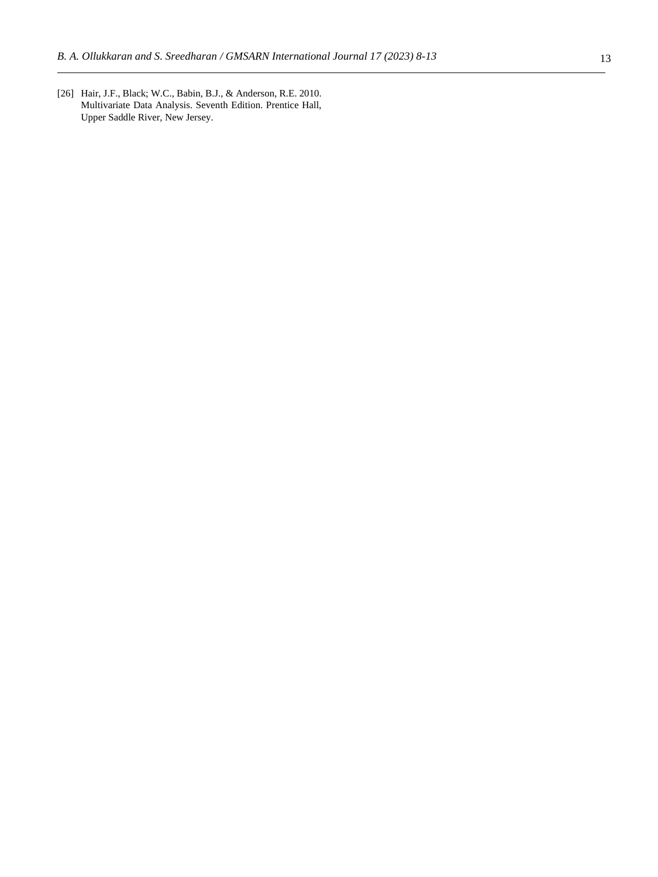[26] Hair, J.F., Black; W.C., Babin, B.J., & Anderson, R.E. 2010. Multivariate Data Analysis. Seventh Edition. Prentice Hall, Upper Saddle River, New Jersey.